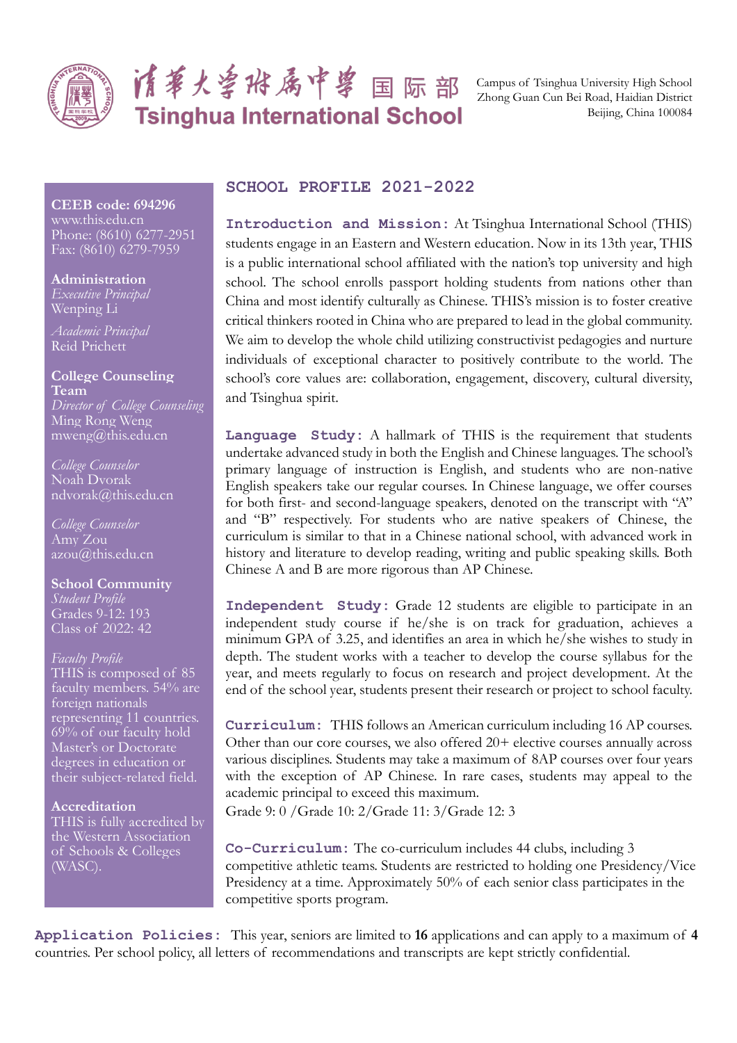清華大學附屬中學 国际部
Tsinghua International School

Campus of Tsinghua University High School
Zhong Guan Cun Bei Road, Haidian District
Beijing, China 100084

**CEEB code: 694296**
www.this.edu.cn
Phone: (8610) 6277-2951
Fax: (8610) 6279-7959

**Administration**
*Executive Principal*
Wenping Li

*Academic Principal*
Reid Prichett

**College Counseling Team**
*Director of College Counseling*
Ming Rong Weng
mweng@this.edu.cn

*College Counselor*
Noah Dvorak
ndvorak@this.edu.cn

*College Counselor*
Amy Zou
azou@this.edu.cn

**School Community**
*Student Profile*
Grades 9-12: 193
Class of 2022: 42

*Faculty Profile*
THIS is composed of 85 faculty members. 54% are foreign nationals representing 11 countries. 69% of our faculty hold Master's or Doctorate degrees in education or their subject-related field.

**Accreditation**
THIS is fully accredited by the Western Association of Schools & Colleges (WASC).

# SCHOOL PROFILE 2021-2022

**Introduction and Mission:** At Tsinghua International School (THIS) students engage in an Eastern and Western education. Now in its 13th year, THIS is a public international school affiliated with the nation's top university and high school. The school enrolls passport holding students from nations other than China and most identify culturally as Chinese. THIS's mission is to foster creative critical thinkers rooted in China who are prepared to lead in the global community. We aim to develop the whole child utilizing constructivist pedagogies and nurture individuals of exceptional character to positively contribute to the world. The school's core values are: collaboration, engagement, discovery, cultural diversity, and Tsinghua spirit.

**Language Study:** A hallmark of THIS is the requirement that students undertake advanced study in both the English and Chinese languages. The school's primary language of instruction is English, and students who are non-native English speakers take our regular courses. In Chinese language, we offer courses for both first- and second-language speakers, denoted on the transcript with "A" and "B" respectively. For students who are native speakers of Chinese, the curriculum is similar to that in a Chinese national school, with advanced work in history and literature to develop reading, writing and public speaking skills. Both Chinese A and B are more rigorous than AP Chinese.

**Independent Study:** Grade 12 students are eligible to participate in an independent study course if he/she is on track for graduation, achieves a minimum GPA of 3.25, and identifies an area in which he/she wishes to study in depth. The student works with a teacher to develop the course syllabus for the year, and meets regularly to focus on research and project development. At the end of the school year, students present their research or project to school faculty.

**Curriculum:** THIS follows an American curriculum including 16 AP courses. Other than our core courses, we also offered 20+ elective courses annually across various disciplines. Students may take a maximum of 8AP courses over four years with the exception of AP Chinese. In rare cases, students may appeal to the academic principal to exceed this maximum.
Grade 9: 0 /Grade 10: 2/Grade 11: 3/Grade 12: 3

**Co-Curriculum:** The co-curriculum includes 44 clubs, including 3 competitive athletic teams. Students are restricted to holding one Presidency/Vice Presidency at a time. Approximately 50% of each senior class participates in the competitive sports program.

**Application Policies:** This year, seniors are limited to **16** applications and can apply to a maximum of **4** countries. Per school policy, all letters of recommendations and transcripts are kept strictly confidential.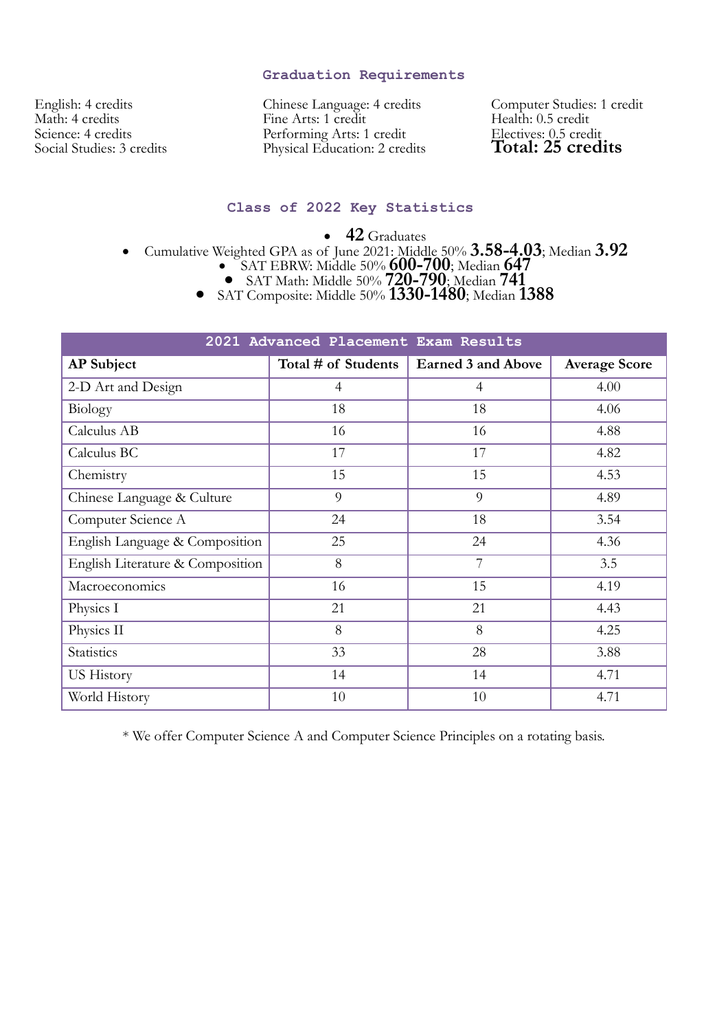## Graduation Requirements

English: 4 credits
Math: 4 credits
Science: 4 credits
Social Studies: 3 credits

Chinese Language: 4 credits
Fine Arts: 1 credit
Performing Arts: 1 credit
Physical Education: 2 credits

Computer Studies: 1 credit
Health: 0.5 credit
Electives: 0.5 credit
**Total: 25 credits**

## Class of 2022 Key Statistics

- **42** Graduates
- Cumulative Weighted GPA as of June 2021: Middle 50% **3.58-4.03**; Median **3.92**
- SAT EBRW: Middle 50% **600-700**; Median **647**
- SAT Math: Middle 50% **720-790**; Median **741**
- SAT Composite: Middle 50% **1330-1480**; Median **1388**

| 2021 Advanced Placement Exam Results | | | |
|---|---|---|---|
| **AP Subject** | **Total # of Students** | **Earned 3 and Above** | **Average Score** |
| 2-D Art and Design | 4 | 4 | 4.00 |
| Biology | 18 | 18 | 4.06 |
| Calculus AB | 16 | 16 | 4.88 |
| Calculus BC | 17 | 17 | 4.82 |
| Chemistry | 15 | 15 | 4.53 |
| Chinese Language & Culture | 9 | 9 | 4.89 |
| Computer Science A | 24 | 18 | 3.54 |
| English Language & Composition | 25 | 24 | 4.36 |
| English Literature & Composition | 8 | 7 | 3.5 |
| Macroeconomics | 16 | 15 | 4.19 |
| Physics I | 21 | 21 | 4.43 |
| Physics II | 8 | 8 | 4.25 |
| Statistics | 33 | 28 | 3.88 |
| US History | 14 | 14 | 4.71 |
| World History | 10 | 10 | 4.71 |

* We offer Computer Science A and Computer Science Principles on a rotating basis.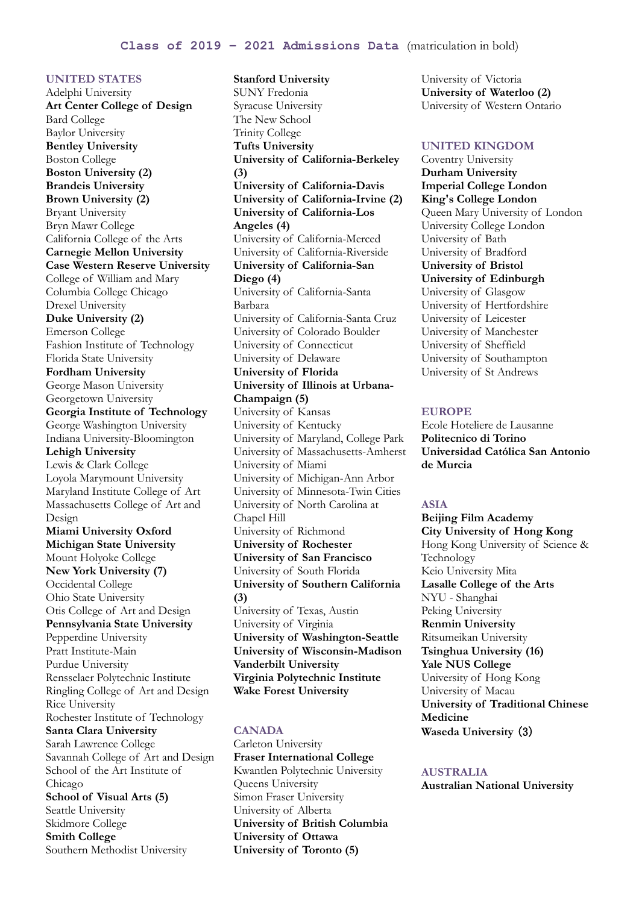# Class of 2019 – 2021 Admissions Data (matriculation in bold)

## UNITED STATES

Adelphi University
**Art Center College of Design**
Bard College
Baylor University
**Bentley University**
Boston College
**Boston University (2)**
**Brandeis University**
**Brown University (2)**
Bryant University
Bryn Mawr College
California College of the Arts
**Carnegie Mellon University**
**Case Western Reserve University**
College of William and Mary
Columbia College Chicago
Drexel University
**Duke University (2)**
Emerson College
Fashion Institute of Technology
Florida State University
**Fordham University**
George Mason University
Georgetown University
**Georgia Institute of Technology**
George Washington University
Indiana University-Bloomington
**Lehigh University**
Lewis & Clark College
Loyola Marymount University
Maryland Institute College of Art
Massachusetts College of Art and Design
**Miami University Oxford**
**Michigan State University**
Mount Holyoke College
**New York University (7)**
Occidental College
Ohio State University
Otis College of Art and Design
**Pennsylvania State University**
Pepperdine University
Pratt Institute-Main
Purdue University
Rensselaer Polytechnic Institute
Ringling College of Art and Design
Rice University
Rochester Institute of Technology
**Santa Clara University**
Sarah Lawrence College
Savannah College of Art and Design
School of the Art Institute of Chicago
**School of Visual Arts (5)**
Seattle University
Skidmore College
**Smith College**
Southern Methodist University
**Stanford University**
SUNY Fredonia
Syracuse University
The New School
Trinity College
**Tufts University**
**University of California-Berkeley (3)**
**University of California-Davis**
**University of California-Irvine (2)**
**University of California-Los Angeles (4)**
University of California-Merced
University of California-Riverside
**University of California-San Diego (4)**
University of California-Santa Barbara
University of California-Santa Cruz
University of Colorado Boulder
University of Connecticut
University of Delaware
**University of Florida**
**University of Illinois at Urbana-Champaign (5)**
University of Kansas
University of Kentucky
University of Maryland, College Park
University of Massachusetts-Amherst
University of Miami
University of Michigan-Ann Arbor
University of Minnesota-Twin Cities
University of North Carolina at Chapel Hill
University of Richmond
**University of Rochester**
**University of San Francisco**
University of South Florida
**University of Southern California (3)**
University of Texas, Austin
University of Virginia
**University of Washington-Seattle**
**University of Wisconsin-Madison**
**Vanderbilt University**
**Virginia Polytechnic Institute**
**Wake Forest University**

## CANADA

Carleton University
**Fraser International College**
Kwantlen Polytechnic University
Queens University
Simon Fraser University
University of Alberta
**University of British Columbia**
**University of Ottawa**
**University of Toronto (5)**
University of Victoria
**University of Waterloo (2)**
University of Western Ontario

## UNITED KINGDOM

Coventry University
**Durham University**
**Imperial College London**
**King's College London**
Queen Mary University of London
University College London
University of Bath
University of Bradford
**University of Bristol**
**University of Edinburgh**
University of Glasgow
University of Hertfordshire
University of Leicester
University of Manchester
University of Sheffield
University of Southampton
University of St Andrews

## EUROPE

Ecole Hoteliere de Lausanne
**Politecnico di Torino**
**Universidad Católica San Antonio de Murcia**

## ASIA

**Beijing Film Academy**
**City University of Hong Kong**
Hong Kong University of Science & Technology
Keio University Mita
**Lasalle College of the Arts**
NYU - Shanghai
Peking University
**Renmin University**
Ritsumeikan University
**Tsinghua University (16)**
**Yale NUS College**
University of Hong Kong
University of Macau
**University of Traditional Chinese Medicine**
**Waseda University (3)**

## AUSTRALIA

**Australian National University**